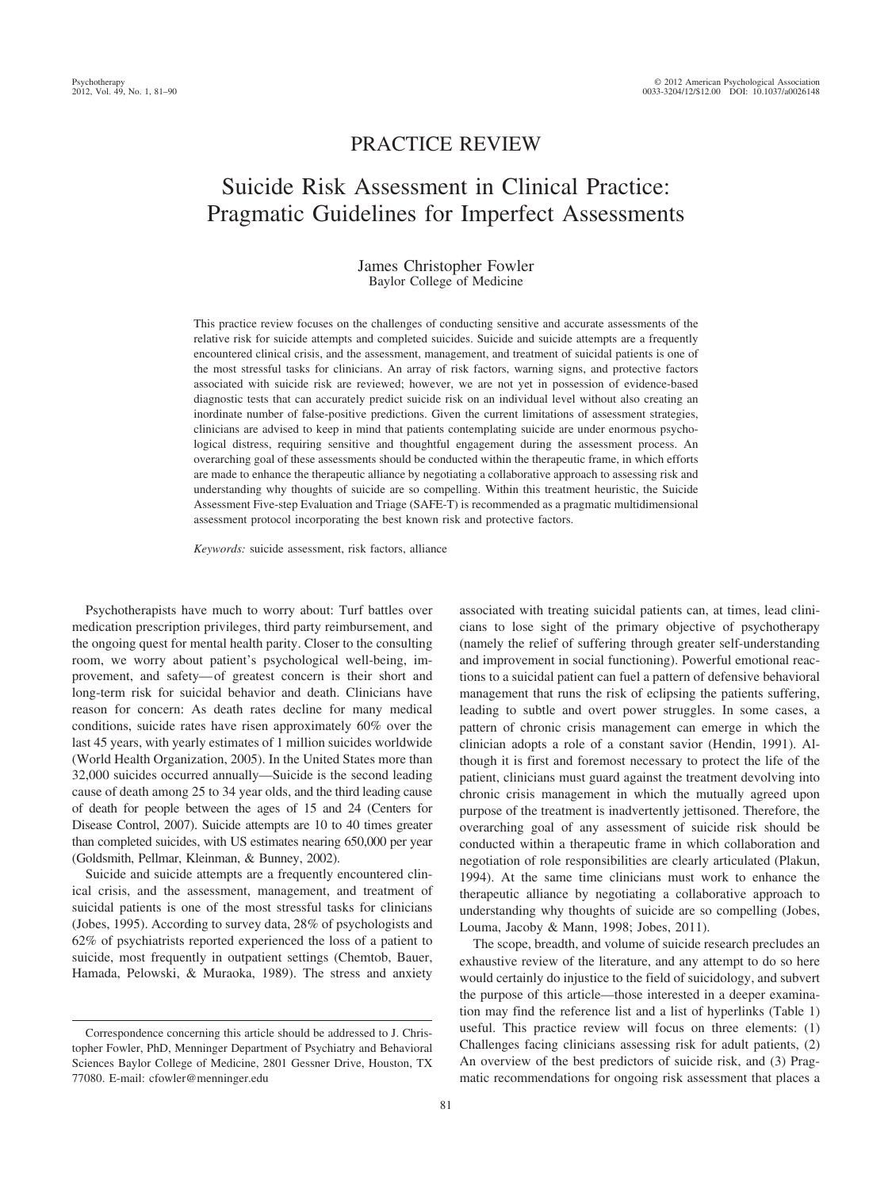# PRACTICE REVIEW

# Suicide Risk Assessment in Clinical Practice: Pragmatic Guidelines for Imperfect Assessments

James Christopher Fowler
Baylor College of Medicine

This practice review focuses on the challenges of conducting sensitive and accurate assessments of the relative risk for suicide attempts and completed suicides. Suicide and suicide attempts are a frequently encountered clinical crisis, and the assessment, management, and treatment of suicidal patients is one of the most stressful tasks for clinicians. An array of risk factors, warning signs, and protective factors associated with suicide risk are reviewed; however, we are not yet in possession of evidence-based diagnostic tests that can accurately predict suicide risk on an individual level without also creating an inordinate number of false-positive predictions. Given the current limitations of assessment strategies, clinicians are advised to keep in mind that patients contemplating suicide are under enormous psychological distress, requiring sensitive and thoughtful engagement during the assessment process. An overarching goal of these assessments should be conducted within the therapeutic frame, in which efforts are made to enhance the therapeutic alliance by negotiating a collaborative approach to assessing risk and understanding why thoughts of suicide are so compelling. Within this treatment heuristic, the Suicide Assessment Five-step Evaluation and Triage (SAFE-T) is recommended as a pragmatic multidimensional assessment protocol incorporating the best known risk and protective factors.

*Keywords:* suicide assessment, risk factors, alliance

Psychotherapists have much to worry about: Turf battles over medication prescription privileges, third party reimbursement, and the ongoing quest for mental health parity. Closer to the consulting room, we worry about patient's psychological well-being, improvement, and safety—of greatest concern is their short and long-term risk for suicidal behavior and death. Clinicians have reason for concern: As death rates decline for many medical conditions, suicide rates have risen approximately 60% over the last 45 years, with yearly estimates of 1 million suicides worldwide (World Health Organization, 2005). In the United States more than 32,000 suicides occurred annually—Suicide is the second leading cause of death among 25 to 34 year olds, and the third leading cause of death for people between the ages of 15 and 24 (Centers for Disease Control, 2007). Suicide attempts are 10 to 40 times greater than completed suicides, with US estimates nearing 650,000 per year (Goldsmith, Pellmar, Kleinman, & Bunney, 2002).

Suicide and suicide attempts are a frequently encountered clinical crisis, and the assessment, management, and treatment of suicidal patients is one of the most stressful tasks for clinicians (Jobes, 1995). According to survey data, 28% of psychologists and 62% of psychiatrists reported experienced the loss of a patient to suicide, most frequently in outpatient settings (Chemtob, Bauer, Hamada, Pelowski, & Muraoka, 1989). The stress and anxiety associated with treating suicidal patients can, at times, lead clinicians to lose sight of the primary objective of psychotherapy (namely the relief of suffering through greater self-understanding and improvement in social functioning). Powerful emotional reactions to a suicidal patient can fuel a pattern of defensive behavioral management that runs the risk of eclipsing the patients suffering, leading to subtle and overt power struggles. In some cases, a pattern of chronic crisis management can emerge in which the clinician adopts a role of a constant savior (Hendin, 1991). Although it is first and foremost necessary to protect the life of the patient, clinicians must guard against the treatment devolving into chronic crisis management in which the mutually agreed upon purpose of the treatment is inadvertently jettisoned. Therefore, the overarching goal of any assessment of suicide risk should be conducted within a therapeutic frame in which collaboration and negotiation of role responsibilities are clearly articulated (Plakun, 1994). At the same time clinicians must work to enhance the therapeutic alliance by negotiating a collaborative approach to understanding why thoughts of suicide are so compelling (Jobes, Louma, Jacoby & Mann, 1998; Jobes, 2011).

The scope, breadth, and volume of suicide research precludes an exhaustive review of the literature, and any attempt to do so here would certainly do injustice to the field of suicidology, and subvert the purpose of this article—those interested in a deeper examination may find the reference list and a list of hyperlinks (Table 1) useful. This practice review will focus on three elements: (1) Challenges facing clinicians assessing risk for adult patients, (2) An overview of the best predictors of suicide risk, and (3) Pragmatic recommendations for ongoing risk assessment that places a

Correspondence concerning this article should be addressed to J. Christopher Fowler, PhD, Menninger Department of Psychiatry and Behavioral Sciences Baylor College of Medicine, 2801 Gessner Drive, Houston, TX 77080. E-mail: cfowler@menninger.edu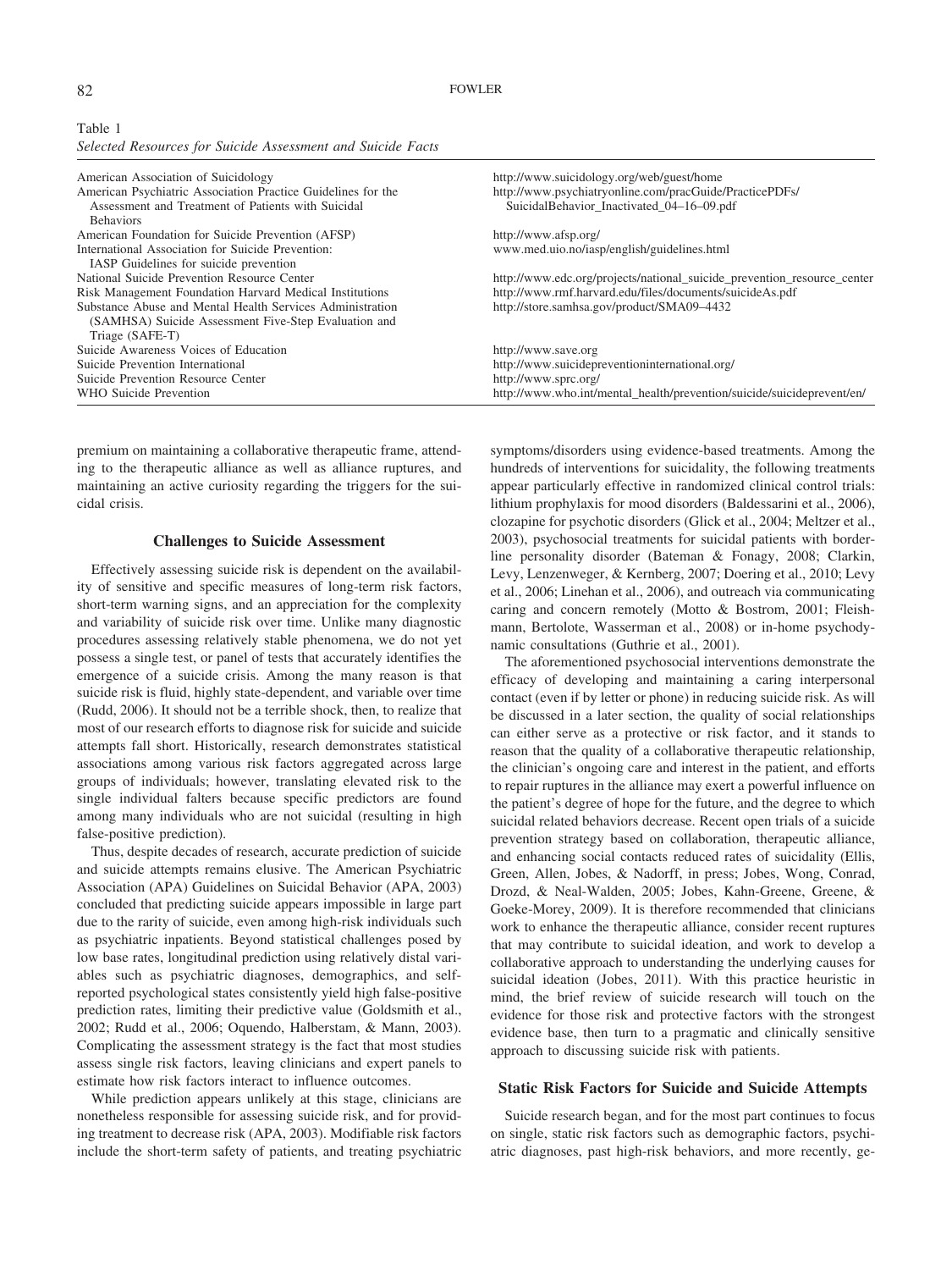Table 1
*Selected Resources for Suicide Assessment and Suicide Facts*

| | |
|---|---|
| American Association of Suicidology | http://www.suicidology.org/web/guest/home |
| American Psychiatric Association Practice Guidelines for the Assessment and Treatment of Patients with Suicidal Behaviors | http://www.psychiatryonline.com/pracGuide/PracticePDFs/SuicidalBehavior_Inactivated_04–16–09.pdf |
| American Foundation for Suicide Prevention (AFSP) | http://www.afsp.org/ |
| International Association for Suicide Prevention: IASP Guidelines for suicide prevention | www.med.uio.no/iasp/english/guidelines.html |
| National Suicide Prevention Resource Center | http://www.edc.org/projects/national_suicide_prevention_resource_center |
| Risk Management Foundation Harvard Medical Institutions | http://www.rmf.harvard.edu/files/documents/suicideAs.pdf |
| Substance Abuse and Mental Health Services Administration (SAMHSA) Suicide Assessment Five-Step Evaluation and Triage (SAFE-T) | http://store.samhsa.gov/product/SMA09–4432 |
| Suicide Awareness Voices of Education | http://www.save.org |
| Suicide Prevention International | http://www.suicidepreventioninternational.org/ |
| Suicide Prevention Resource Center | http://www.sprc.org/ |
| WHO Suicide Prevention | http://www.who.int/mental_health/prevention/suicide/suicideprevent/en/ |

premium on maintaining a collaborative therapeutic frame, attending to the therapeutic alliance as well as alliance ruptures, and maintaining an active curiosity regarding the triggers for the suicidal crisis.

## Challenges to Suicide Assessment

Effectively assessing suicide risk is dependent on the availability of sensitive and specific measures of long-term risk factors, short-term warning signs, and an appreciation for the complexity and variability of suicide risk over time. Unlike many diagnostic procedures assessing relatively stable phenomena, we do not yet possess a single test, or panel of tests that accurately identifies the emergence of a suicide crisis. Among the many reason is that suicide risk is fluid, highly state-dependent, and variable over time (Rudd, 2006). It should not be a terrible shock, then, to realize that most of our research efforts to diagnose risk for suicide and suicide attempts fall short. Historically, research demonstrates statistical associations among various risk factors aggregated across large groups of individuals; however, translating elevated risk to the single individual falters because specific predictors are found among many individuals who are not suicidal (resulting in high false-positive prediction).

Thus, despite decades of research, accurate prediction of suicide and suicide attempts remains elusive. The American Psychiatric Association (APA) Guidelines on Suicidal Behavior (APA, 2003) concluded that predicting suicide appears impossible in large part due to the rarity of suicide, even among high-risk individuals such as psychiatric inpatients. Beyond statistical challenges posed by low base rates, longitudinal prediction using relatively distal variables such as psychiatric diagnoses, demographics, and self-reported psychological states consistently yield high false-positive prediction rates, limiting their predictive value (Goldsmith et al., 2002; Rudd et al., 2006; Oquendo, Halberstam, & Mann, 2003). Complicating the assessment strategy is the fact that most studies assess single risk factors, leaving clinicians and expert panels to estimate how risk factors interact to influence outcomes.

While prediction appears unlikely at this stage, clinicians are nonetheless responsible for assessing suicide risk, and for providing treatment to decrease risk (APA, 2003). Modifiable risk factors include the short-term safety of patients, and treating psychiatric symptoms/disorders using evidence-based treatments. Among the hundreds of interventions for suicidality, the following treatments appear particularly effective in randomized clinical control trials: lithium prophylaxis for mood disorders (Baldessarini et al., 2006), clozapine for psychotic disorders (Glick et al., 2004; Meltzer et al., 2003), psychosocial treatments for suicidal patients with borderline personality disorder (Bateman & Fonagy, 2008; Clarkin, Levy, Lenzenweger, & Kernberg, 2007; Doering et al., 2010; Levy et al., 2006; Linehan et al., 2006), and outreach via communicating caring and concern remotely (Motto & Bostrom, 2001; Fleishmann, Bertolote, Wasserman et al., 2008) or in-home psychodynamic consultations (Guthrie et al., 2001).

The aforementioned psychosocial interventions demonstrate the efficacy of developing and maintaining a caring interpersonal contact (even if by letter or phone) in reducing suicide risk. As will be discussed in a later section, the quality of social relationships can either serve as a protective or risk factor, and it stands to reason that the quality of a collaborative therapeutic relationship, the clinician's ongoing care and interest in the patient, and efforts to repair ruptures in the alliance may exert a powerful influence on the patient's degree of hope for the future, and the degree to which suicidal related behaviors decrease. Recent open trials of a suicide prevention strategy based on collaboration, therapeutic alliance, and enhancing social contacts reduced rates of suicidality (Ellis, Green, Allen, Jobes, & Nadorff, in press; Jobes, Wong, Conrad, Drozd, & Neal-Walden, 2005; Jobes, Kahn-Greene, Greene, & Goeke-Morey, 2009). It is therefore recommended that clinicians work to enhance the therapeutic alliance, consider recent ruptures that may contribute to suicidal ideation, and work to develop a collaborative approach to understanding the underlying causes for suicidal ideation (Jobes, 2011). With this practice heuristic in mind, the brief review of suicide research will touch on the evidence for those risk and protective factors with the strongest evidence base, then turn to a pragmatic and clinically sensitive approach to discussing suicide risk with patients.

## Static Risk Factors for Suicide and Suicide Attempts

Suicide research began, and for the most part continues to focus on single, static risk factors such as demographic factors, psychiatric diagnoses, past high-risk behaviors, and more recently, ge-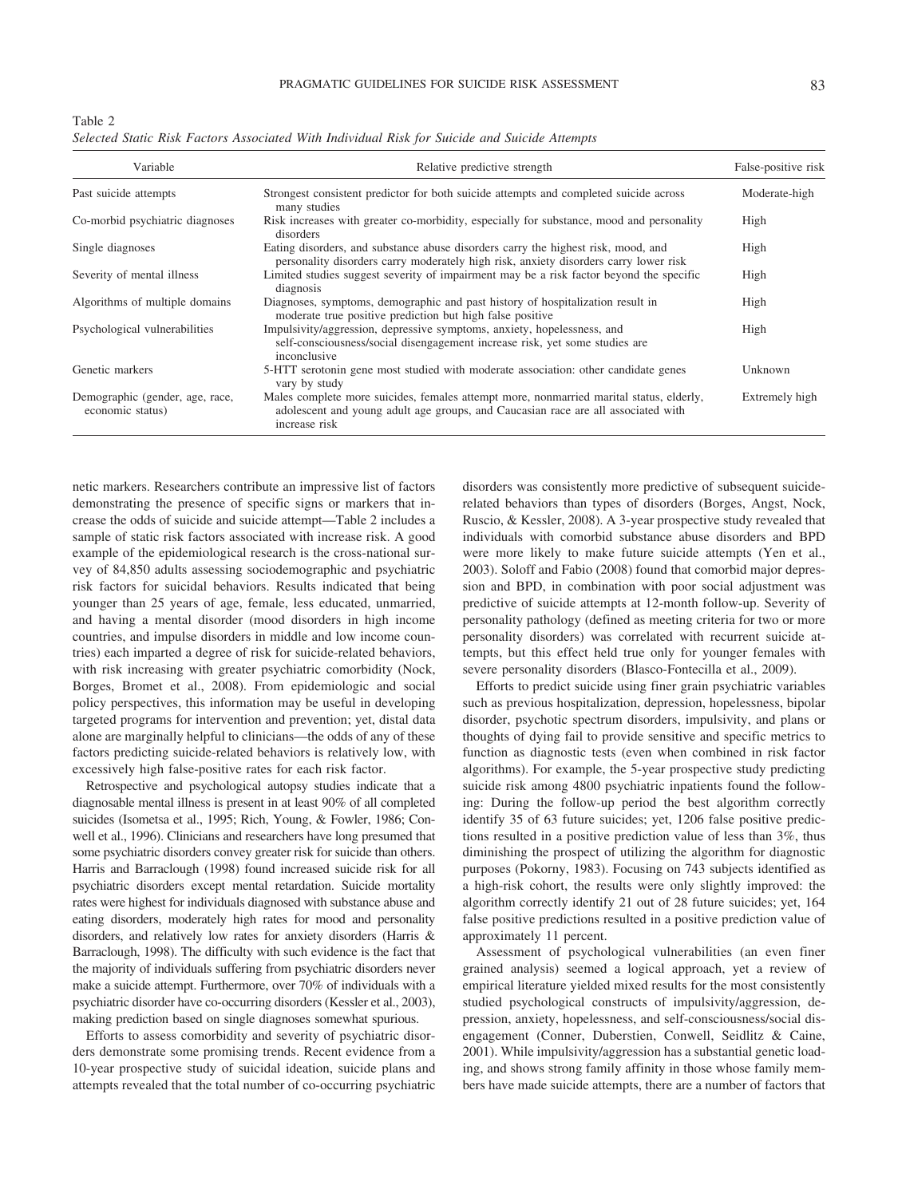Table 2
*Selected Static Risk Factors Associated With Individual Risk for Suicide and Suicide Attempts*

| Variable | Relative predictive strength | False-positive risk |
|---|---|---|
| Past suicide attempts | Strongest consistent predictor for both suicide attempts and completed suicide across many studies | Moderate-high |
| Co-morbid psychiatric diagnoses | Risk increases with greater co-morbidity, especially for substance, mood and personality disorders | High |
| Single diagnoses | Eating disorders, and substance abuse disorders carry the highest risk, mood, and personality disorders carry moderately high risk, anxiety disorders carry lower risk | High |
| Severity of mental illness | Limited studies suggest severity of impairment may be a risk factor beyond the specific diagnosis | High |
| Algorithms of multiple domains | Diagnoses, symptoms, demographic and past history of hospitalization result in moderate true positive prediction but high false positive | High |
| Psychological vulnerabilities | Impulsivity/aggression, depressive symptoms, anxiety, hopelessness, and self-consciousness/social disengagement increase risk, yet some studies are inconclusive | High |
| Genetic markers | 5-HTT serotonin gene most studied with moderate association: other candidate genes vary by study | Unknown |
| Demographic (gender, age, race, economic status) | Males complete more suicides, females attempt more, nonmarried marital status, elderly, adolescent and young adult age groups, and Caucasian race are all associated with increase risk | Extremely high |

netic markers. Researchers contribute an impressive list of factors demonstrating the presence of specific signs or markers that increase the odds of suicide and suicide attempt—Table 2 includes a sample of static risk factors associated with increase risk. A good example of the epidemiological research is the cross-national survey of 84,850 adults assessing sociodemographic and psychiatric risk factors for suicidal behaviors. Results indicated that being younger than 25 years of age, female, less educated, unmarried, and having a mental disorder (mood disorders in high income countries, and impulse disorders in middle and low income countries) each imparted a degree of risk for suicide-related behaviors, with risk increasing with greater psychiatric comorbidity (Nock, Borges, Bromet et al., 2008). From epidemiologic and social policy perspectives, this information may be useful in developing targeted programs for intervention and prevention; yet, distal data alone are marginally helpful to clinicians—the odds of any of these factors predicting suicide-related behaviors is relatively low, with excessively high false-positive rates for each risk factor.

Retrospective and psychological autopsy studies indicate that a diagnosable mental illness is present in at least 90% of all completed suicides (Isometsa et al., 1995; Rich, Young, & Fowler, 1986; Conwell et al., 1996). Clinicians and researchers have long presumed that some psychiatric disorders convey greater risk for suicide than others. Harris and Barraclough (1998) found increased suicide risk for all psychiatric disorders except mental retardation. Suicide mortality rates were highest for individuals diagnosed with substance abuse and eating disorders, moderately high rates for mood and personality disorders, and relatively low rates for anxiety disorders (Harris & Barraclough, 1998). The difficulty with such evidence is the fact that the majority of individuals suffering from psychiatric disorders never make a suicide attempt. Furthermore, over 70% of individuals with a psychiatric disorder have co-occurring disorders (Kessler et al., 2003), making prediction based on single diagnoses somewhat spurious.

Efforts to assess comorbidity and severity of psychiatric disorders demonstrate some promising trends. Recent evidence from a 10-year prospective study of suicidal ideation, suicide plans and attempts revealed that the total number of co-occurring psychiatric disorders was consistently more predictive of subsequent suicide-related behaviors than types of disorders (Borges, Angst, Nock, Ruscio, & Kessler, 2008). A 3-year prospective study revealed that individuals with comorbid substance abuse disorders and BPD were more likely to make future suicide attempts (Yen et al., 2003). Soloff and Fabio (2008) found that comorbid major depression and BPD, in combination with poor social adjustment was predictive of suicide attempts at 12-month follow-up. Severity of personality pathology (defined as meeting criteria for two or more personality disorders) was correlated with recurrent suicide attempts, but this effect held true only for younger females with severe personality disorders (Blasco-Fontecilla et al., 2009).

Efforts to predict suicide using finer grain psychiatric variables such as previous hospitalization, depression, hopelessness, bipolar disorder, psychotic spectrum disorders, impulsivity, and plans or thoughts of dying fail to provide sensitive and specific metrics to function as diagnostic tests (even when combined in risk factor algorithms). For example, the 5-year prospective study predicting suicide risk among 4800 psychiatric inpatients found the following: During the follow-up period the best algorithm correctly identify 35 of 63 future suicides; yet, 1206 false positive predictions resulted in a positive prediction value of less than 3%, thus diminishing the prospect of utilizing the algorithm for diagnostic purposes (Pokorny, 1983). Focusing on 743 subjects identified as a high-risk cohort, the results were only slightly improved: the algorithm correctly identify 21 out of 28 future suicides; yet, 164 false positive predictions resulted in a positive prediction value of approximately 11 percent.

Assessment of psychological vulnerabilities (an even finer grained analysis) seemed a logical approach, yet a review of empirical literature yielded mixed results for the most consistently studied psychological constructs of impulsivity/aggression, depression, anxiety, hopelessness, and self-consciousness/social disengagement (Conner, Duberstien, Conwell, Seidlitz & Caine, 2001). While impulsivity/aggression has a substantial genetic loading, and shows strong family affinity in those whose family members have made suicide attempts, there are a number of factors that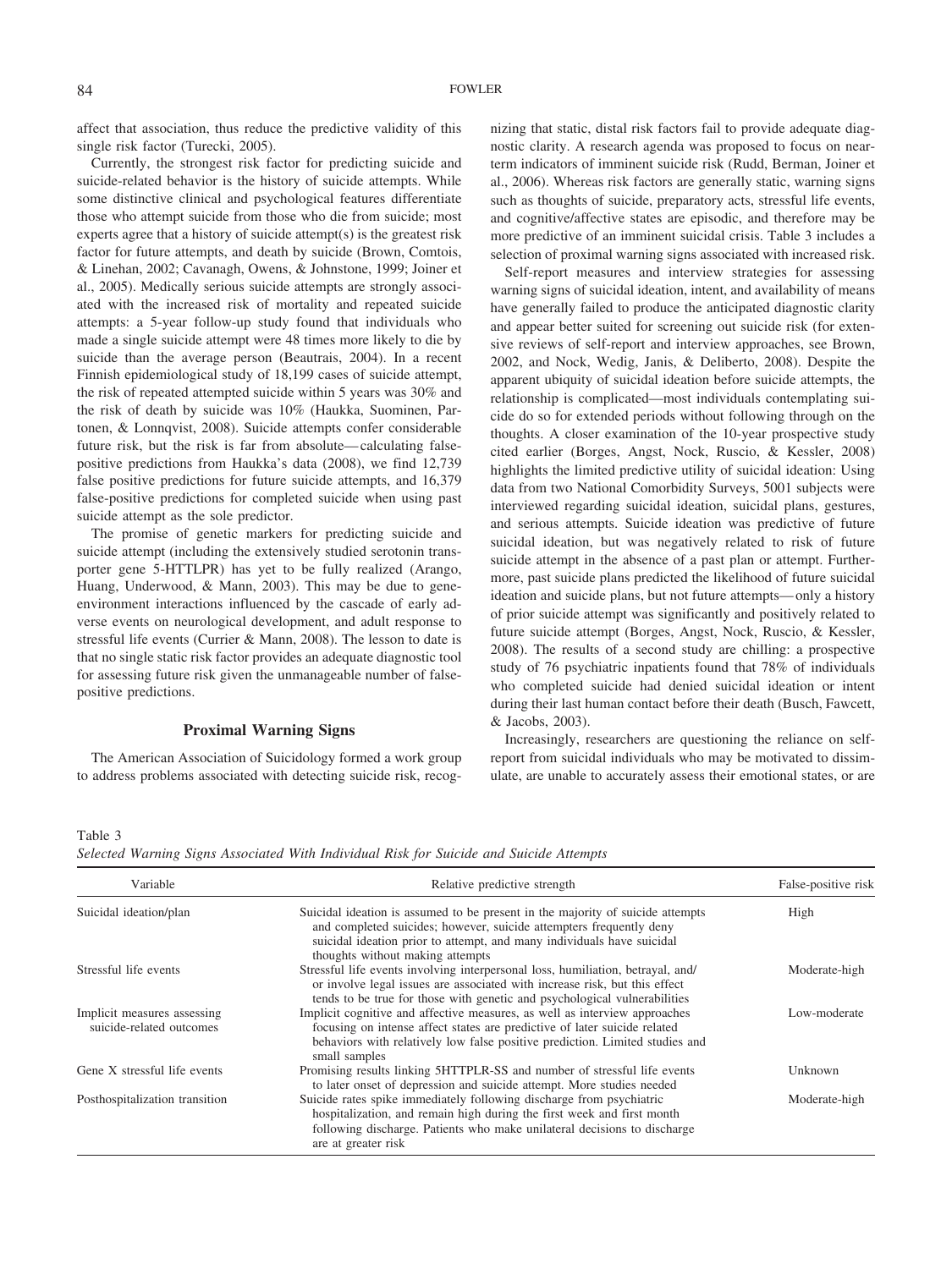affect that association, thus reduce the predictive validity of this single risk factor (Turecki, 2005).

Currently, the strongest risk factor for predicting suicide and suicide-related behavior is the history of suicide attempts. While some distinctive clinical and psychological features differentiate those who attempt suicide from those who die from suicide; most experts agree that a history of suicide attempt(s) is the greatest risk factor for future attempts, and death by suicide (Brown, Comtois, & Linehan, 2002; Cavanagh, Owens, & Johnstone, 1999; Joiner et al., 2005). Medically serious suicide attempts are strongly associated with the increased risk of mortality and repeated suicide attempts: a 5-year follow-up study found that individuals who made a single suicide attempt were 48 times more likely to die by suicide than the average person (Beautrais, 2004). In a recent Finnish epidemiological study of 18,199 cases of suicide attempt, the risk of repeated attempted suicide within 5 years was 30% and the risk of death by suicide was 10% (Haukka, Suominen, Partonen, & Lonnqvist, 2008). Suicide attempts confer considerable future risk, but the risk is far from absolute—calculating false-positive predictions from Haukka's data (2008), we find 12,739 false positive predictions for future suicide attempts, and 16,379 false-positive predictions for completed suicide when using past suicide attempt as the sole predictor.

The promise of genetic markers for predicting suicide and suicide attempt (including the extensively studied serotonin transporter gene 5-HTTLPR) has yet to be fully realized (Arango, Huang, Underwood, & Mann, 2003). This may be due to gene-environment interactions influenced by the cascade of early adverse events on neurological development, and adult response to stressful life events (Currier & Mann, 2008). The lesson to date is that no single static risk factor provides an adequate diagnostic tool for assessing future risk given the unmanageable number of false-positive predictions.

## Proximal Warning Signs

The American Association of Suicidology formed a work group to address problems associated with detecting suicide risk, recognizing that static, distal risk factors fail to provide adequate diagnostic clarity. A research agenda was proposed to focus on near-term indicators of imminent suicide risk (Rudd, Berman, Joiner et al., 2006). Whereas risk factors are generally static, warning signs such as thoughts of suicide, preparatory acts, stressful life events, and cognitive/affective states are episodic, and therefore may be more predictive of an imminent suicidal crisis. Table 3 includes a selection of proximal warning signs associated with increased risk.

Self-report measures and interview strategies for assessing warning signs of suicidal ideation, intent, and availability of means have generally failed to produce the anticipated diagnostic clarity and appear better suited for screening out suicide risk (for extensive reviews of self-report and interview approaches, see Brown, 2002, and Nock, Wedig, Janis, & Deliberto, 2008). Despite the apparent ubiquity of suicidal ideation before suicide attempts, the relationship is complicated—most individuals contemplating suicide do so for extended periods without following through on the thoughts. A closer examination of the 10-year prospective study cited earlier (Borges, Angst, Nock, Ruscio, & Kessler, 2008) highlights the limited predictive utility of suicidal ideation: Using data from two National Comorbidity Surveys, 5001 subjects were interviewed regarding suicidal ideation, suicidal plans, gestures, and serious attempts. Suicide ideation was predictive of future suicidal ideation, but was negatively related to risk of future suicide attempt in the absence of a past plan or attempt. Furthermore, past suicide plans predicted the likelihood of future suicidal ideation and suicide plans, but not future attempts—only a history of prior suicide attempt was significantly and positively related to future suicide attempt (Borges, Angst, Nock, Ruscio, & Kessler, 2008). The results of a second study are chilling: a prospective study of 76 psychiatric inpatients found that 78% of individuals who completed suicide had denied suicidal ideation or intent during their last human contact before their death (Busch, Fawcett, & Jacobs, 2003).

Increasingly, researchers are questioning the reliance on self-report from suicidal individuals who may be motivated to dissimulate, are unable to accurately assess their emotional states, or are

Table 3
*Selected Warning Signs Associated With Individual Risk for Suicide and Suicide Attempts*

| Variable | Relative predictive strength | False-positive risk |
|---|---|---|
| Suicidal ideation/plan | Suicidal ideation is assumed to be present in the majority of suicide attempts and completed suicides; however, suicide attempters frequently deny suicidal ideation prior to attempt, and many individuals have suicidal thoughts without making attempts | High |
| Stressful life events | Stressful life events involving interpersonal loss, humiliation, betrayal, and/or involve legal issues are associated with increase risk, but this effect tends to be true for those with genetic and psychological vulnerabilities | Moderate-high |
| Implicit measures assessing suicide-related outcomes | Implicit cognitive and affective measures, as well as interview approaches focusing on intense affect states are predictive of later suicide related behaviors with relatively low false positive prediction. Limited studies and small samples | Low-moderate |
| Gene X stressful life events | Promising results linking 5HTTPLR-SS and number of stressful life events to later onset of depression and suicide attempt. More studies needed | Unknown |
| Posthospitalization transition | Suicide rates spike immediately following discharge from psychiatric hospitalization, and remain high during the first week and first month following discharge. Patients who make unilateral decisions to discharge are at greater risk | Moderate-high |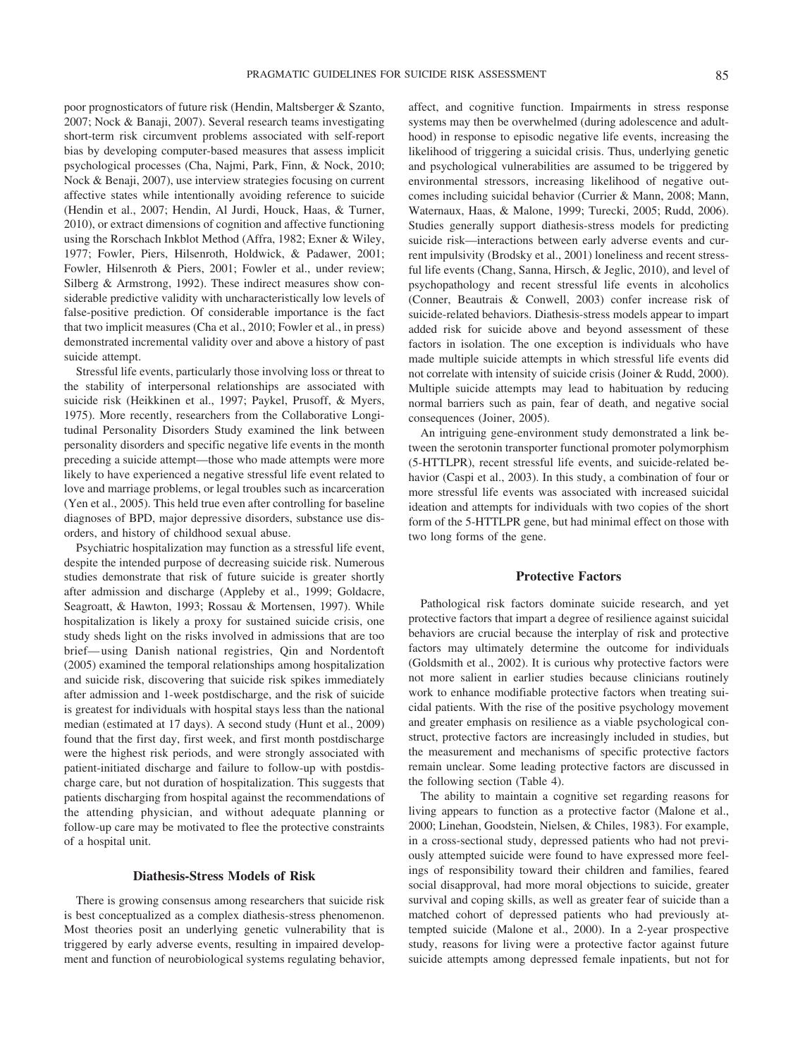poor prognosticators of future risk (Hendin, Maltsberger & Szanto, 2007; Nock & Banaji, 2007). Several research teams investigating short-term risk circumvent problems associated with self-report bias by developing computer-based measures that assess implicit psychological processes (Cha, Najmi, Park, Finn, & Nock, 2010; Nock & Benaji, 2007), use interview strategies focusing on current affective states while intentionally avoiding reference to suicide (Hendin et al., 2007; Hendin, Al Jurdi, Houck, Haas, & Turner, 2010), or extract dimensions of cognition and affective functioning using the Rorschach Inkblot Method (Affra, 1982; Exner & Wiley, 1977; Fowler, Piers, Hilsenroth, Holdwick, & Padawer, 2001; Fowler, Hilsenroth & Piers, 2001; Fowler et al., under review; Silberg & Armstrong, 1992). These indirect measures show considerable predictive validity with uncharacteristically low levels of false-positive prediction. Of considerable importance is the fact that two implicit measures (Cha et al., 2010; Fowler et al., in press) demonstrated incremental validity over and above a history of past suicide attempt.

Stressful life events, particularly those involving loss or threat to the stability of interpersonal relationships are associated with suicide risk (Heikkinen et al., 1997; Paykel, Prusoff, & Myers, 1975). More recently, researchers from the Collaborative Longitudinal Personality Disorders Study examined the link between personality disorders and specific negative life events in the month preceding a suicide attempt—those who made attempts were more likely to have experienced a negative stressful life event related to love and marriage problems, or legal troubles such as incarceration (Yen et al., 2005). This held true even after controlling for baseline diagnoses of BPD, major depressive disorders, substance use disorders, and history of childhood sexual abuse.

Psychiatric hospitalization may function as a stressful life event, despite the intended purpose of decreasing suicide risk. Numerous studies demonstrate that risk of future suicide is greater shortly after admission and discharge (Appleby et al., 1999; Goldacre, Seagroatt, & Hawton, 1993; Rossau & Mortensen, 1997). While hospitalization is likely a proxy for sustained suicide crisis, one study sheds light on the risks involved in admissions that are too brief—using Danish national registries, Qin and Nordentoft (2005) examined the temporal relationships among hospitalization and suicide risk, discovering that suicide risk spikes immediately after admission and 1-week postdischarge, and the risk of suicide is greatest for individuals with hospital stays less than the national median (estimated at 17 days). A second study (Hunt et al., 2009) found that the first day, first week, and first month postdischarge were the highest risk periods, and were strongly associated with patient-initiated discharge and failure to follow-up with postdischarge care, but not duration of hospitalization. This suggests that patients discharging from hospital against the recommendations of the attending physician, and without adequate planning or follow-up care may be motivated to flee the protective constraints of a hospital unit.

## Diathesis-Stress Models of Risk

There is growing consensus among researchers that suicide risk is best conceptualized as a complex diathesis-stress phenomenon. Most theories posit an underlying genetic vulnerability that is triggered by early adverse events, resulting in impaired development and function of neurobiological systems regulating behavior, affect, and cognitive function. Impairments in stress response systems may then be overwhelmed (during adolescence and adulthood) in response to episodic negative life events, increasing the likelihood of triggering a suicidal crisis. Thus, underlying genetic and psychological vulnerabilities are assumed to be triggered by environmental stressors, increasing likelihood of negative outcomes including suicidal behavior (Currier & Mann, 2008; Mann, Waternaux, Haas, & Malone, 1999; Turecki, 2005; Rudd, 2006). Studies generally support diathesis-stress models for predicting suicide risk—interactions between early adverse events and current impulsivity (Brodsky et al., 2001) loneliness and recent stressful life events (Chang, Sanna, Hirsch, & Jeglic, 2010), and level of psychopathology and recent stressful life events in alcoholics (Conner, Beautrais & Conwell, 2003) confer increase risk of suicide-related behaviors. Diathesis-stress models appear to impart added risk for suicide above and beyond assessment of these factors in isolation. The one exception is individuals who have made multiple suicide attempts in which stressful life events did not correlate with intensity of suicide crisis (Joiner & Rudd, 2000). Multiple suicide attempts may lead to habituation by reducing normal barriers such as pain, fear of death, and negative social consequences (Joiner, 2005).

An intriguing gene-environment study demonstrated a link between the serotonin transporter functional promoter polymorphism (5-HTTLPR), recent stressful life events, and suicide-related behavior (Caspi et al., 2003). In this study, a combination of four or more stressful life events was associated with increased suicidal ideation and attempts for individuals with two copies of the short form of the 5-HTTLPR gene, but had minimal effect on those with two long forms of the gene.

## Protective Factors

Pathological risk factors dominate suicide research, and yet protective factors that impart a degree of resilience against suicidal behaviors are crucial because the interplay of risk and protective factors may ultimately determine the outcome for individuals (Goldsmith et al., 2002). It is curious why protective factors were not more salient in earlier studies because clinicians routinely work to enhance modifiable protective factors when treating suicidal patients. With the rise of the positive psychology movement and greater emphasis on resilience as a viable psychological construct, protective factors are increasingly included in studies, but the measurement and mechanisms of specific protective factors remain unclear. Some leading protective factors are discussed in the following section (Table 4).

The ability to maintain a cognitive set regarding reasons for living appears to function as a protective factor (Malone et al., 2000; Linehan, Goodstein, Nielsen, & Chiles, 1983). For example, in a cross-sectional study, depressed patients who had not previously attempted suicide were found to have expressed more feelings of responsibility toward their children and families, feared social disapproval, had more moral objections to suicide, greater survival and coping skills, as well as greater fear of suicide than a matched cohort of depressed patients who had previously attempted suicide (Malone et al., 2000). In a 2-year prospective study, reasons for living were a protective factor against future suicide attempts among depressed female inpatients, but not for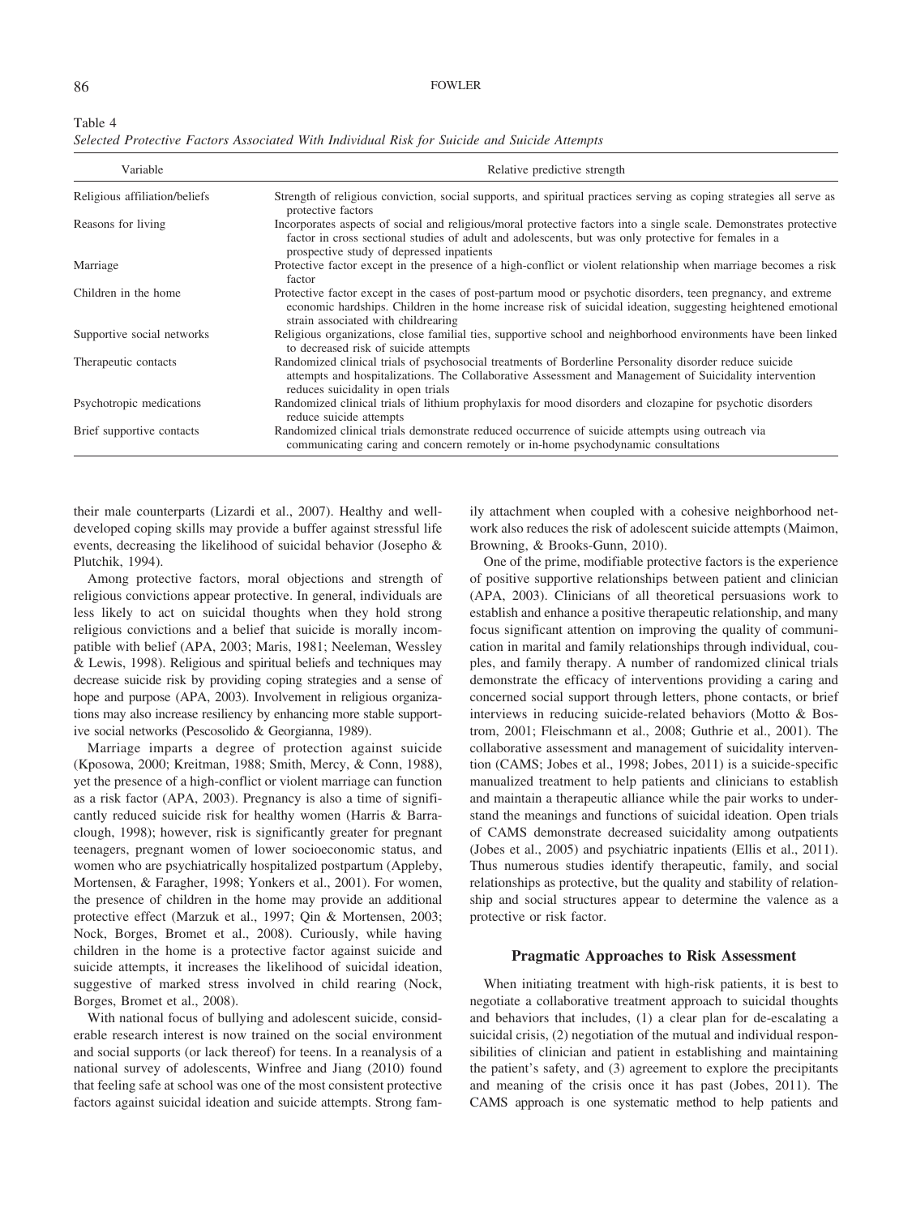Table 4
*Selected Protective Factors Associated With Individual Risk for Suicide and Suicide Attempts*

| Variable | Relative predictive strength |
|---|---|
| Religious affiliation/beliefs | Strength of religious conviction, social supports, and spiritual practices serving as coping strategies all serve as protective factors |
| Reasons for living | Incorporates aspects of social and religious/moral protective factors into a single scale. Demonstrates protective factor in cross sectional studies of adult and adolescents, but was only protective for females in a prospective study of depressed inpatients |
| Marriage | Protective factor except in the presence of a high-conflict or violent relationship when marriage becomes a risk factor |
| Children in the home | Protective factor except in the cases of post-partum mood or psychotic disorders, teen pregnancy, and extreme economic hardships. Children in the home increase risk of suicidal ideation, suggesting heightened emotional strain associated with childrearing |
| Supportive social networks | Religious organizations, close familial ties, supportive school and neighborhood environments have been linked to decreased risk of suicide attempts |
| Therapeutic contacts | Randomized clinical trials of psychosocial treatments of Borderline Personality disorder reduce suicide attempts and hospitalizations. The Collaborative Assessment and Management of Suicidality intervention reduces suicidality in open trials |
| Psychotropic medications | Randomized clinical trials of lithium prophylaxis for mood disorders and clozapine for psychotic disorders reduce suicide attempts |
| Brief supportive contacts | Randomized clinical trials demonstrate reduced occurrence of suicide attempts using outreach via communicating caring and concern remotely or in-home psychodynamic consultations |

their male counterparts (Lizardi et al., 2007). Healthy and well-developed coping skills may provide a buffer against stressful life events, decreasing the likelihood of suicidal behavior (Josepho & Plutchik, 1994).

Among protective factors, moral objections and strength of religious convictions appear protective. In general, individuals are less likely to act on suicidal thoughts when they hold strong religious convictions and a belief that suicide is morally incompatible with belief (APA, 2003; Maris, 1981; Neeleman, Wessley & Lewis, 1998). Religious and spiritual beliefs and techniques may decrease suicide risk by providing coping strategies and a sense of hope and purpose (APA, 2003). Involvement in religious organizations may also increase resiliency by enhancing more stable supportive social networks (Pescosolido & Georgianna, 1989).

Marriage imparts a degree of protection against suicide (Kposowa, 2000; Kreitman, 1988; Smith, Mercy, & Conn, 1988), yet the presence of a high-conflict or violent marriage can function as a risk factor (APA, 2003). Pregnancy is also a time of significantly reduced suicide risk for healthy women (Harris & Barraclough, 1998); however, risk is significantly greater for pregnant teenagers, pregnant women of lower socioeconomic status, and women who are psychiatrically hospitalized postpartum (Appleby, Mortensen, & Faragher, 1998; Yonkers et al., 2001). For women, the presence of children in the home may provide an additional protective effect (Marzuk et al., 1997; Qin & Mortensen, 2003; Nock, Borges, Bromet et al., 2008). Curiously, while having children in the home is a protective factor against suicide and suicide attempts, it increases the likelihood of suicidal ideation, suggestive of marked stress involved in child rearing (Nock, Borges, Bromet et al., 2008).

With national focus of bullying and adolescent suicide, considerable research interest is now trained on the social environment and social supports (or lack thereof) for teens. In a reanalysis of a national survey of adolescents, Winfree and Jiang (2010) found that feeling safe at school was one of the most consistent protective factors against suicidal ideation and suicide attempts. Strong family attachment when coupled with a cohesive neighborhood network also reduces the risk of adolescent suicide attempts (Maimon, Browning, & Brooks-Gunn, 2010).

One of the prime, modifiable protective factors is the experience of positive supportive relationships between patient and clinician (APA, 2003). Clinicians of all theoretical persuasions work to establish and enhance a positive therapeutic relationship, and many focus significant attention on improving the quality of communication in marital and family relationships through individual, couples, and family therapy. A number of randomized clinical trials demonstrate the efficacy of interventions providing a caring and concerned social support through letters, phone contacts, or brief interviews in reducing suicide-related behaviors (Motto & Bostrom, 2001; Fleischmann et al., 2008; Guthrie et al., 2001). The collaborative assessment and management of suicidality intervention (CAMS; Jobes et al., 1998; Jobes, 2011) is a suicide-specific manualized treatment to help patients and clinicians to establish and maintain a therapeutic alliance while the pair works to understand the meanings and functions of suicidal ideation. Open trials of CAMS demonstrate decreased suicidality among outpatients (Jobes et al., 2005) and psychiatric inpatients (Ellis et al., 2011). Thus numerous studies identify therapeutic, family, and social relationships as protective, but the quality and stability of relationship and social structures appear to determine the valence as a protective or risk factor.

## Pragmatic Approaches to Risk Assessment

When initiating treatment with high-risk patients, it is best to negotiate a collaborative treatment approach to suicidal thoughts and behaviors that includes, (1) a clear plan for de-escalating a suicidal crisis, (2) negotiation of the mutual and individual responsibilities of clinician and patient in establishing and maintaining the patient's safety, and (3) agreement to explore the precipitants and meaning of the crisis once it has past (Jobes, 2011). The CAMS approach is one systematic method to help patients and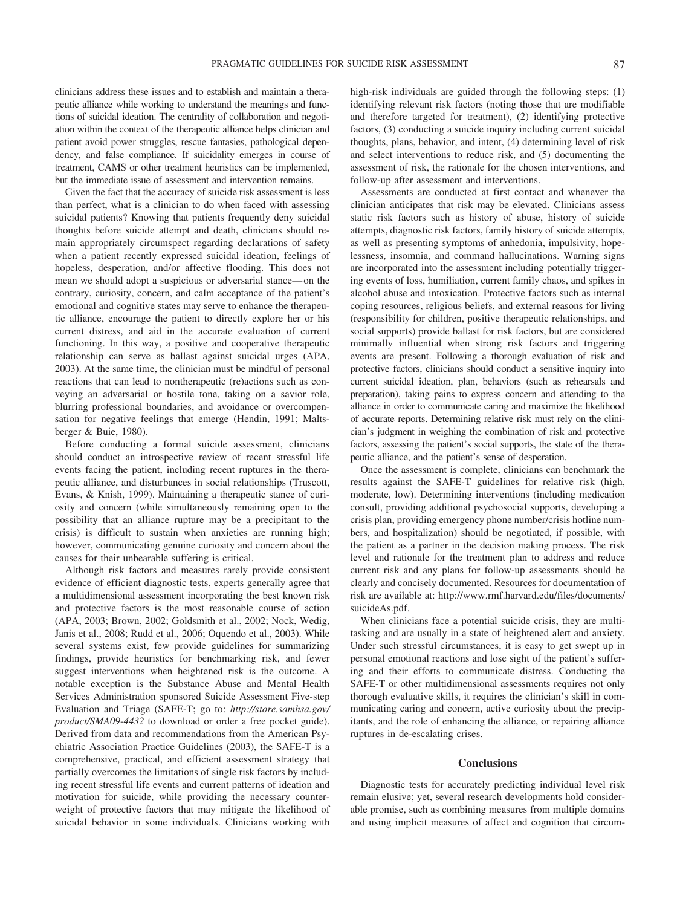clinicians address these issues and to establish and maintain a therapeutic alliance while working to understand the meanings and functions of suicidal ideation. The centrality of collaboration and negotiation within the context of the therapeutic alliance helps clinician and patient avoid power struggles, rescue fantasies, pathological dependency, and false compliance. If suicidality emerges in course of treatment, CAMS or other treatment heuristics can be implemented, but the immediate issue of assessment and intervention remains.

Given the fact that the accuracy of suicide risk assessment is less than perfect, what is a clinician to do when faced with assessing suicidal patients? Knowing that patients frequently deny suicidal thoughts before suicide attempt and death, clinicians should remain appropriately circumspect regarding declarations of safety when a patient recently expressed suicidal ideation, feelings of hopeless, desperation, and/or affective flooding. This does not mean we should adopt a suspicious or adversarial stance—on the contrary, curiosity, concern, and calm acceptance of the patient's emotional and cognitive states may serve to enhance the therapeutic alliance, encourage the patient to directly explore her or his current distress, and aid in the accurate evaluation of current functioning. In this way, a positive and cooperative therapeutic relationship can serve as ballast against suicidal urges (APA, 2003). At the same time, the clinician must be mindful of personal reactions that can lead to nontherapeutic (re)actions such as conveying an adversarial or hostile tone, taking on a savior role, blurring professional boundaries, and avoidance or overcompensation for negative feelings that emerge (Hendin, 1991; Maltsberger & Buie, 1980).

Before conducting a formal suicide assessment, clinicians should conduct an introspective review of recent stressful life events facing the patient, including recent ruptures in the therapeutic alliance, and disturbances in social relationships (Truscott, Evans, & Knish, 1999). Maintaining a therapeutic stance of curiosity and concern (while simultaneously remaining open to the possibility that an alliance rupture may be a precipitant to the crisis) is difficult to sustain when anxieties are running high; however, communicating genuine curiosity and concern about the causes for their unbearable suffering is critical.

Although risk factors and measures rarely provide consistent evidence of efficient diagnostic tests, experts generally agree that a multidimensional assessment incorporating the best known risk and protective factors is the most reasonable course of action (APA, 2003; Brown, 2002; Goldsmith et al., 2002; Nock, Wedig, Janis et al., 2008; Rudd et al., 2006; Oquendo et al., 2003). While several systems exist, few provide guidelines for summarizing findings, provide heuristics for benchmarking risk, and fewer suggest interventions when heightened risk is the outcome. A notable exception is the Substance Abuse and Mental Health Services Administration sponsored Suicide Assessment Five-step Evaluation and Triage (SAFE-T; go to: *http://store.samhsa.gov/product/SMA09-4432* to download or order a free pocket guide). Derived from data and recommendations from the American Psychiatric Association Practice Guidelines (2003), the SAFE-T is a comprehensive, practical, and efficient assessment strategy that partially overcomes the limitations of single risk factors by including recent stressful life events and current patterns of ideation and motivation for suicide, while providing the necessary counterweight of protective factors that may mitigate the likelihood of suicidal behavior in some individuals. Clinicians working with high-risk individuals are guided through the following steps: (1) identifying relevant risk factors (noting those that are modifiable and therefore targeted for treatment), (2) identifying protective factors, (3) conducting a suicide inquiry including current suicidal thoughts, plans, behavior, and intent, (4) determining level of risk and select interventions to reduce risk, and (5) documenting the assessment of risk, the rationale for the chosen interventions, and follow-up after assessment and interventions.

Assessments are conducted at first contact and whenever the clinician anticipates that risk may be elevated. Clinicians assess static risk factors such as history of abuse, history of suicide attempts, diagnostic risk factors, family history of suicide attempts, as well as presenting symptoms of anhedonia, impulsivity, hopelessness, insomnia, and command hallucinations. Warning signs are incorporated into the assessment including potentially triggering events of loss, humiliation, current family chaos, and spikes in alcohol abuse and intoxication. Protective factors such as internal coping resources, religious beliefs, and external reasons for living (responsibility for children, positive therapeutic relationships, and social supports) provide ballast for risk factors, but are considered minimally influential when strong risk factors and triggering events are present. Following a thorough evaluation of risk and protective factors, clinicians should conduct a sensitive inquiry into current suicidal ideation, plan, behaviors (such as rehearsals and preparation), taking pains to express concern and attending to the alliance in order to communicate caring and maximize the likelihood of accurate reports. Determining relative risk must rely on the clinician's judgment in weighing the combination of risk and protective factors, assessing the patient's social supports, the state of the therapeutic alliance, and the patient's sense of desperation.

Once the assessment is complete, clinicians can benchmark the results against the SAFE-T guidelines for relative risk (high, moderate, low). Determining interventions (including medication consult, providing additional psychosocial supports, developing a crisis plan, providing emergency phone number/crisis hotline numbers, and hospitalization) should be negotiated, if possible, with the patient as a partner in the decision making process. The risk level and rationale for the treatment plan to address and reduce current risk and any plans for follow-up assessments should be clearly and concisely documented. Resources for documentation of risk are available at: http://www.rmf.harvard.edu/files/documents/suicideAs.pdf.

When clinicians face a potential suicide crisis, they are multitasking and are usually in a state of heightened alert and anxiety. Under such stressful circumstances, it is easy to get swept up in personal emotional reactions and lose sight of the patient's suffering and their efforts to communicate distress. Conducting the SAFE-T or other multidimensional assessments requires not only thorough evaluative skills, it requires the clinician's skill in communicating caring and concern, active curiosity about the precipitants, and the role of enhancing the alliance, or repairing alliance ruptures in de-escalating crises.

## Conclusions

Diagnostic tests for accurately predicting individual level risk remain elusive; yet, several research developments hold considerable promise, such as combining measures from multiple domains and using implicit measures of affect and cognition that circum-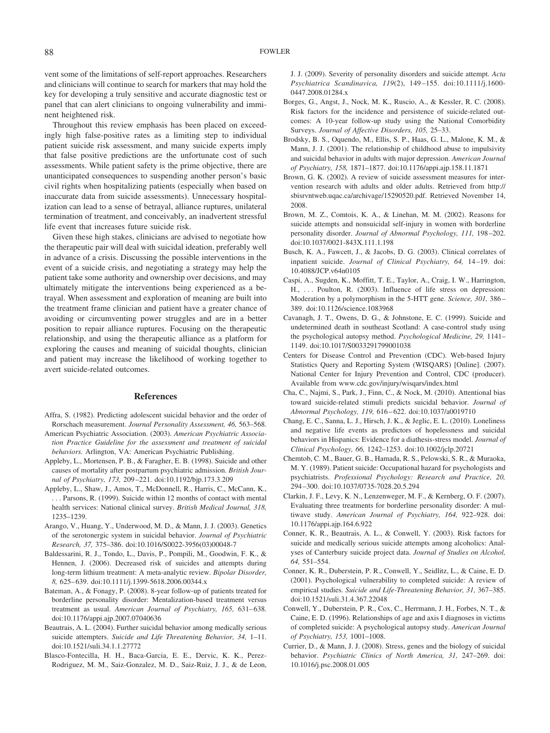vent some of the limitations of self-report approaches. Researchers and clinicians will continue to search for markers that may hold the key for developing a truly sensitive and accurate diagnostic test or panel that can alert clinicians to ongoing vulnerability and imminent heightened risk.

Throughout this review emphasis has been placed on exceedingly high false-positive rates as a limiting step to individual patient suicide risk assessment, and many suicide experts imply that false positive predictions are the unfortunate cost of such assessments. While patient safety is the prime objective, there are unanticipated consequences to suspending another person's basic civil rights when hospitalizing patients (especially when based on inaccurate data from suicide assessments). Unnecessary hospitalization can lead to a sense of betrayal, alliance ruptures, unilateral termination of treatment, and conceivably, an inadvertent stressful life event that increases future suicide risk.

Given these high stakes, clinicians are advised to negotiate how the therapeutic pair will deal with suicidal ideation, preferably well in advance of a crisis. Discussing the possible interventions in the event of a suicide crisis, and negotiating a strategy may help the patient take some authority and ownership over decisions, and may ultimately mitigate the interventions being experienced as a betrayal. When assessment and exploration of meaning are built into the treatment frame clinician and patient have a greater chance of avoiding or circumventing power struggles and are in a better position to repair alliance ruptures. Focusing on the therapeutic relationship, and using the therapeutic alliance as a platform for exploring the causes and meaning of suicidal thoughts, clinician and patient may increase the likelihood of working together to avert suicide-related outcomes.

## References

Affra, S. (1982). Predicting adolescent suicidal behavior and the order of Rorschach measurement. *Journal Personality Assessment, 46,* 563–568.

American Psychiatric Association. (2003). *American Psychiatric Association Practice Guideline for the assessment and treatment of suicidal behaviors.* Arlington, VA: American Psychiatric Publishing.

Appleby, L., Mortensen, P. B., & Faragher, E. B. (1998). Suicide and other causes of mortality after postpartum psychiatric admission. *British Journal of Psychiatry, 173,* 209–221. doi:10.1192/bjp.173.3.209

Appleby, L., Shaw, J., Amos, T., McDonnell, R., Harris, C., McCann, K., . . . Parsons, R. (1999). Suicide within 12 months of contact with mental health services: National clinical survey. *British Medical Journal, 318,* 1235–1239.

Arango, V., Huang, Y., Underwood, M. D., & Mann, J. J. (2003). Genetics of the serotonergic system in suicidal behavior. *Journal of Psychiatric Research, 37,* 375–386. doi:10.1016/S0022-3956(03)00048-7

Baldessarini, R. J., Tondo, L., Davis, P., Pompili, M., Goodwin, F. K., & Hennen, J. (2006). Decreased risk of suicides and attempts during long-term lithium treatment: A meta-analytic review. *Bipolar Disorder, 8,* 625–639. doi:10.1111/j.1399-5618.2006.00344.x

Bateman, A., & Fonagy, P. (2008). 8-year follow-up of patients treated for borderline personality disorder: Mentalization-based treatment versus treatment as usual. *American Journal of Psychiatry, 165,* 631–638. doi:10.1176/appi.ajp.2007.07040636

Beautrais, A. L. (2004). Further suicidal behavior among medically serious suicide attempters. *Suicide and Life Threatening Behavior, 34,* 1–11. doi:10.1521/suli.34.1.1.27772

Blasco-Fontecilla, H. H., Baca-Garcia, E. E., Dervic, K. K., Perez-Rodriguez, M. M., Saiz-Gonzalez, M. D., Saiz-Ruiz, J. J., & de Leon, J. J. (2009). Severity of personality disorders and suicide attempt. *Acta Psychiatrica Scandinavica, 119*(2), 149–155. doi:10.1111/j.1600-0447.2008.01284.x

Borges, G., Angst, J., Nock, M. K., Ruscio, A., & Kessler, R. C. (2008). Risk factors for the incidence and persistence of suicide-related outcomes: A 10-year follow-up study using the National Comorbidity Surveys. *Journal of Affective Disorders, 105,* 25–33.

Brodsky, B. S., Oquendo, M., Ellis, S. P., Haas, G. L., Malone, K. M., & Mann, J. J. (2001). The relationship of childhood abuse to impulsivity and suicidal behavior in adults with major depression. *American Journal of Psychiatry, 158,* 1871–1877. doi:10.1176/appi.ajp.158.11.1871

Brown, G. K. (2002). A review of suicide assessment measures for intervention research with adults and older adults. Retrieved from http://sbisrvntweb.uqac.ca/archivage/15290520.pdf. Retrieved November 14, 2008.

Brown, M. Z., Comtois, K. A., & Linehan, M. M. (2002). Reasons for suicide attempts and nonsuicidal self-injury in women with borderline personality disorder. *Journal of Abnormal Psychology, 111,* 198–202. doi:10.1037/0021-843X.111.1.198

Busch, K. A., Fawcett, J., & Jacobs, D. G. (2003). Clinical correlates of inpatient suicide. *Journal of Clinical Psychiatry, 64,* 14–19. doi: 10.4088/JCP.v64n0105

Caspi, A., Sugden, K., Moffitt, T. E., Taylor, A., Craig, I. W., Harrington, H., . . . Poulton, R. (2003). Influence of life stress on depression: Moderation by a polymorphism in the 5-HTT gene. *Science, 301,* 386–389. doi:10.1126/science.1083968

Cavanagh, J. T., Owens, D. G., & Johnstone, E. C. (1999). Suicide and undetermined death in southeast Scotland: A case-control study using the psychological autopsy method. *Psychological Medicine, 29,* 1141–1149. doi:10.1017/S0033291799001038

Centers for Disease Control and Prevention (CDC). Web-based Injury Statistics Query and Reporting System (WISQARS) [Online]. (2007). National Center for Injury Prevention and Control, CDC (producer). Available from www.cdc.gov/injury/wisqars/index.html

Cha, C., Najmi, S., Park, J., Finn, C., & Nock, M. (2010). Attentional bias toward suicide-related stimuli predicts suicidal behavior. *Journal of Abnormal Psychology, 119,* 616–622. doi:10.1037/a0019710

Chang, E. C., Sanna, L. J., Hirsch, J. K., & Jeglic, E. L. (2010). Loneliness and negative life events as predictors of hopelessness and suicidal behaviors in Hispanics: Evidence for a diathesis-stress model. *Journal of Clinical Psychology, 66,* 1242–1253. doi:10.1002/jclp.20721

Chemtob, C. M., Bauer, G. B., Hamada, R. S., Pelowski, S. R., & Muraoka, M. Y. (1989). Patient suicide: Occupational hazard for psychologists and psychiatrists. *Professional Psychology: Research and Practice, 20,* 294–300. doi:10.1037/0735-7028.20.5.294

Clarkin, J. F., Levy, K. N., Lenzenweger, M. F., & Kernberg, O. F. (2007). Evaluating three treatments for borderline personality disorder: A multiwave study. *American Journal of Psychiatry, 164,* 922–928. doi: 10.1176/appi.ajp.164.6.922

Conner, K. R., Beautrais, A. L., & Conwell, Y. (2003). Risk factors for suicide and medically serious suicide attempts among alcoholics: Analyses of Canterbury suicide project data. *Journal of Studies on Alcohol, 64,* 551–554.

Conner, K. R., Duberstein, P. R., Conwell, Y., Seidlitz, L., & Caine, E. D. (2001). Psychological vulnerability to completed suicide: A review of empirical studies. *Suicide and Life-Threatening Behavior, 31,* 367–385. doi:10.1521/suli.31.4.367.22048

Conwell, Y., Duberstein, P. R., Cox, C., Herrmann, J. H., Forbes, N. T., & Caine, E. D. (1996). Relationships of age and axis I diagnoses in victims of completed suicide: A psychological autopsy study. *American Journal of Psychiatry, 153,* 1001–1008.

Currier, D., & Mann, J. J. (2008). Stress, genes and the biology of suicidal behavior. *Psychiatric Clinics of North America, 31,* 247–269. doi: 10.1016/j.psc.2008.01.005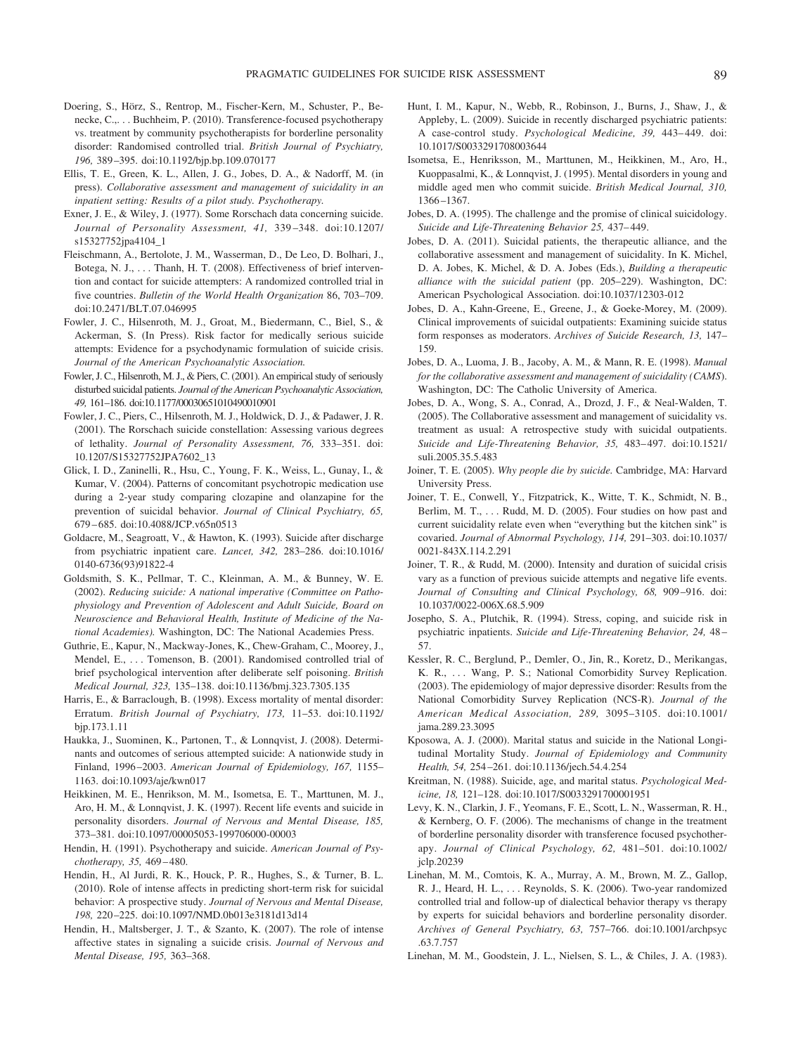Doering, S., Hörz, S., Rentrop, M., Fischer-Kern, M., Schuster, P., Benecke, C.,. . . Buchheim, P. (2010). Transference-focused psychotherapy vs. treatment by community psychotherapists for borderline personality disorder: Randomised controlled trial. *British Journal of Psychiatry, 196,* 389–395. doi:10.1192/bjp.bp.109.070177

Ellis, T. E., Green, K. L., Allen, J. G., Jobes, D. A., & Nadorff, M. (in press). *Collaborative assessment and management of suicidality in an inpatient setting: Results of a pilot study. Psychotherapy.*

Exner, J. E., & Wiley, J. (1977). Some Rorschach data concerning suicide. *Journal of Personality Assessment, 41,* 339–348. doi:10.1207/s15327752jpa4104_1

Fleischmann, A., Bertolote, J. M., Wasserman, D., De Leo, D. Bolhari, J., Botega, N. J., . . . Thanh, H. T. (2008). Effectiveness of brief intervention and contact for suicide attempters: A randomized controlled trial in five countries. *Bulletin of the World Health Organization* 86, 703–709. doi:10.2471/BLT.07.046995

Fowler, J. C., Hilsenroth, M. J., Groat, M., Biedermann, C., Biel, S., & Ackerman, S. (In Press). Risk factor for medically serious suicide attempts: Evidence for a psychodynamic formulation of suicide crisis. *Journal of the American Psychoanalytic Association.*

Fowler, J. C., Hilsenroth, M. J., & Piers, C. (2001). An empirical study of seriously disturbed suicidal patients. *Journal of the American Psychoanalytic Association, 49,* 161–186. doi:10.1177/00030651010490010901

Fowler, J. C., Piers, C., Hilsenroth, M. J., Holdwick, D. J., & Padawer, J. R. (2001). The Rorschach suicide constellation: Assessing various degrees of lethality. *Journal of Personality Assessment, 76,* 333–351. doi:10.1207/S15327752JPA7602_13

Glick, I. D., Zaninelli, R., Hsu, C., Young, F. K., Weiss, L., Gunay, I., & Kumar, V. (2004). Patterns of concomitant psychotropic medication use during a 2-year study comparing clozapine and olanzapine for the prevention of suicidal behavior. *Journal of Clinical Psychiatry, 65,* 679–685. doi:10.4088/JCP.v65n0513

Goldacre, M., Seagroatt, V., & Hawton, K. (1993). Suicide after discharge from psychiatric inpatient care. *Lancet, 342,* 283–286. doi:10.1016/0140-6736(93)91822-4

Goldsmith, S. K., Pellmar, T. C., Kleinman, A. M., & Bunney, W. E. (2002). *Reducing suicide: A national imperative (Committee on Pathophysiology and Prevention of Adolescent and Adult Suicide, Board on Neuroscience and Behavioral Health, Institute of Medicine of the National Academies).* Washington, DC: The National Academies Press.

Guthrie, E., Kapur, N., Mackway-Jones, K., Chew-Graham, C., Moorey, J., Mendel, E., . . . Tomenson, B. (2001). Randomised controlled trial of brief psychological intervention after deliberate self poisoning. *British Medical Journal, 323,* 135–138. doi:10.1136/bmj.323.7305.135

Harris, E., & Barraclough, B. (1998). Excess mortality of mental disorder: Erratum. *British Journal of Psychiatry, 173,* 11–53. doi:10.1192/bjp.173.1.11

Haukka, J., Suominen, K., Partonen, T., & Lonnqvist, J. (2008). Determinants and outcomes of serious attempted suicide: A nationwide study in Finland, 1996–2003. *American Journal of Epidemiology, 167,* 1155–1163. doi:10.1093/aje/kwn017

Heikkinen, M. E., Henrikson, M. M., Isometsa, E. T., Marttunen, M. J., Aro, H. M., & Lonnqvist, J. K. (1997). Recent life events and suicide in personality disorders. *Journal of Nervous and Mental Disease, 185,* 373–381. doi:10.1097/00005053-199706000-00003

Hendin, H. (1991). Psychotherapy and suicide. *American Journal of Psychotherapy, 35,* 469–480.

Hendin, H., Al Jurdi, R. K., Houck, P. R., Hughes, S., & Turner, B. L. (2010). Role of intense affects in predicting short-term risk for suicidal behavior: A prospective study. *Journal of Nervous and Mental Disease, 198,* 220–225. doi:10.1097/NMD.0b013e3181d13d14

Hendin, H., Maltsberger, J. T., & Szanto, K. (2007). The role of intense affective states in signaling a suicide crisis. *Journal of Nervous and Mental Disease, 195,* 363–368.

Hunt, I. M., Kapur, N., Webb, R., Robinson, J., Burns, J., Shaw, J., & Appleby, L. (2009). Suicide in recently discharged psychiatric patients: A case-control study. *Psychological Medicine, 39,* 443–449. doi:10.1017/S0033291708003644

Isometsa, E., Henriksson, M., Marttunen, M., Heikkinen, M., Aro, H., Kuoppasalmi, K., & Lonnqvist, J. (1995). Mental disorders in young and middle aged men who commit suicide. *British Medical Journal, 310,* 1366–1367.

Jobes, D. A. (1995). The challenge and the promise of clinical suicidology. *Suicide and Life-Threatening Behavior 25,* 437–449.

Jobes, D. A. (2011). Suicidal patients, the therapeutic alliance, and the collaborative assessment and management of suicidality. In K. Michel, D. A. Jobes, K. Michel, & D. A. Jobes (Eds.), *Building a therapeutic alliance with the suicidal patient* (pp. 205–229). Washington, DC: American Psychological Association. doi:10.1037/12303-012

Jobes, D. A., Kahn-Greene, E., Greene, J., & Goeke-Morey, M. (2009). Clinical improvements of suicidal outpatients: Examining suicide status form responses as moderators. *Archives of Suicide Research, 13,* 147–159.

Jobes, D. A., Luoma, J. B., Jacoby, A. M., & Mann, R. E. (1998). *Manual for the collaborative assessment and management of suicidality (CAMS).* Washington, DC: The Catholic University of America.

Jobes, D. A., Wong, S. A., Conrad, A., Drozd, J. F., & Neal-Walden, T. (2005). The Collaborative assessment and management of suicidality vs. treatment as usual: A retrospective study with suicidal outpatients. *Suicide and Life-Threatening Behavior, 35,* 483–497. doi:10.1521/suli.2005.35.5.483

Joiner, T. E. (2005). *Why people die by suicide.* Cambridge, MA: Harvard University Press.

Joiner, T. E., Conwell, Y., Fitzpatrick, K., Witte, T. K., Schmidt, N. B., Berlim, M. T., . . . Rudd, M. D. (2005). Four studies on how past and current suicidality relate even when "everything but the kitchen sink" is covaried. *Journal of Abnormal Psychology, 114,* 291–303. doi:10.1037/0021-843X.114.2.291

Joiner, T. R., & Rudd, M. (2000). Intensity and duration of suicidal crisis vary as a function of previous suicide attempts and negative life events. *Journal of Consulting and Clinical Psychology, 68,* 909–916. doi:10.1037/0022-006X.68.5.909

Josepho, S. A., Plutchik, R. (1994). Stress, coping, and suicide risk in psychiatric inpatients. *Suicide and Life-Threatening Behavior, 24,* 48–57.

Kessler, R. C., Berglund, P., Demler, O., Jin, R., Koretz, D., Merikangas, K. R., . . . Wang, P. S.; National Comorbidity Survey Replication. (2003). The epidemiology of major depressive disorder: Results from the National Comorbidity Survey Replication (NCS-R). *Journal of the American Medical Association, 289,* 3095–3105. doi:10.1001/jama.289.23.3095

Kposowa, A. J. (2000). Marital status and suicide in the National Longitudinal Mortality Study. *Journal of Epidemiology and Community Health, 54,* 254–261. doi:10.1136/jech.54.4.254

Kreitman, N. (1988). Suicide, age, and marital status. *Psychological Medicine, 18,* 121–128. doi:10.1017/S0033291700001951

Levy, K. N., Clarkin, J. F., Yeomans, F. E., Scott, L. N., Wasserman, R. H., & Kernberg, O. F. (2006). The mechanisms of change in the treatment of borderline personality disorder with transference focused psychotherapy. *Journal of Clinical Psychology, 62,* 481–501. doi:10.1002/jclp.20239

Linehan, M. M., Comtois, K. A., Murray, A. M., Brown, M. Z., Gallop, R. J., Heard, H. L., . . . Reynolds, S. K. (2006). Two-year randomized controlled trial and follow-up of dialectical behavior therapy vs therapy by experts for suicidal behaviors and borderline personality disorder. *Archives of General Psychiatry, 63,* 757–766. doi:10.1001/archpsyc.63.7.757

Linehan, M. M., Goodstein, J. L., Nielsen, S. L., & Chiles, J. A. (1983).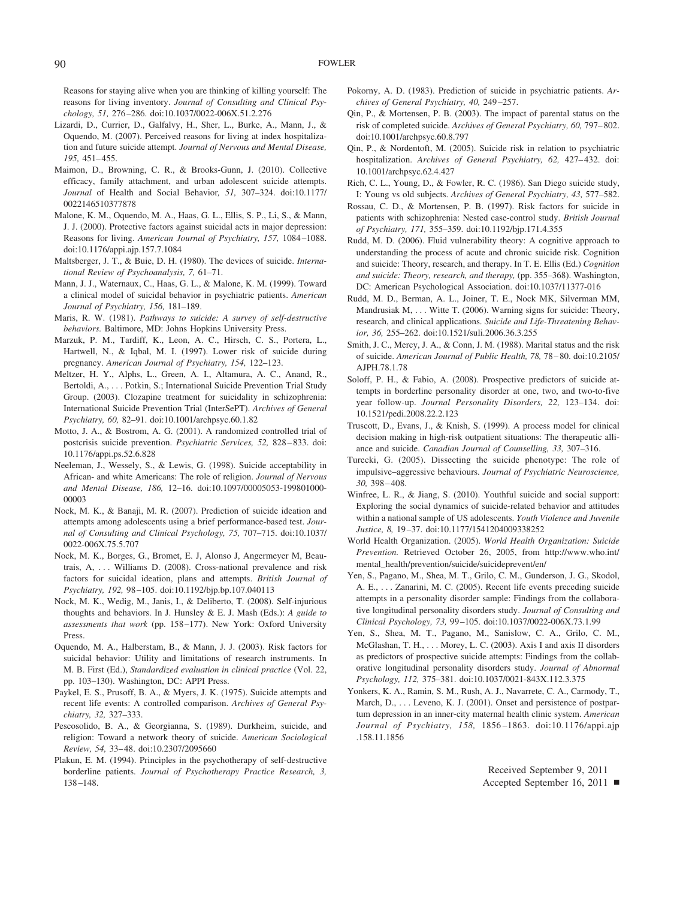Reasons for staying alive when you are thinking of killing yourself: The reasons for living inventory. *Journal of Consulting and Clinical Psychology, 51,* 276–286. doi:10.1037/0022-006X.51.2.276

Lizardi, D., Currier, D., Galfalvy, H., Sher, L., Burke, A., Mann, J., & Oquendo, M. (2007). Perceived reasons for living at index hospitalization and future suicide attempt. *Journal of Nervous and Mental Disease, 195,* 451–455.

Maimon, D., Browning, C. R., & Brooks-Gunn, J. (2010). Collective efficacy, family attachment, and urban adolescent suicide attempts. *Journal* of Health and Social Behavior*, 51,* 307–324. doi:10.1177/0022146510377878

Malone, K. M., Oquendo, M. A., Haas, G. L., Ellis, S. P., Li, S., & Mann, J. J. (2000). Protective factors against suicidal acts in major depression: Reasons for living. *American Journal of Psychiatry, 157,* 1084–1088. doi:10.1176/appi.ajp.157.7.1084

Maltsberger, J. T., & Buie, D. H. (1980). The devices of suicide. *International Review of Psychoanalysis, 7,* 61–71.

Mann, J. J., Waternaux, C., Haas, G. L., & Malone, K. M. (1999). Toward a clinical model of suicidal behavior in psychiatric patients. *American Journal of Psychiatry, 156,* 181–189.

Maris, R. W. (1981). *Pathways to suicide: A survey of self-destructive behaviors.* Baltimore, MD: Johns Hopkins University Press.

Marzuk, P. M., Tardiff, K., Leon, A. C., Hirsch, C. S., Portera, L., Hartwell, N., & Iqbal, M. I. (1997). Lower risk of suicide during pregnancy. *American Journal of Psychiatry, 154,* 122–123.

Meltzer, H. Y., Alphs, L., Green, A. I., Altamura, A. C., Anand, R., Bertoldi, A., . . . Potkin, S.; International Suicide Prevention Trial Study Group. (2003). Clozapine treatment for suicidality in schizophrenia: International Suicide Prevention Trial (InterSePT). *Archives of General Psychiatry, 60,* 82–91. doi:10.1001/archpsyc.60.1.82

Motto, J. A., & Bostrom, A. G. (2001). A randomized controlled trial of postcrisis suicide prevention. *Psychiatric Services, 52,* 828–833. doi:10.1176/appi.ps.52.6.828

Neeleman, J., Wessely, S., & Lewis, G. (1998). Suicide acceptability in African- and white Americans: The role of religion. *Journal of Nervous and Mental Disease, 186,* 12–16. doi:10.1097/00005053-199801000-00003

Nock, M. K., & Banaji, M. R. (2007). Prediction of suicide ideation and attempts among adolescents using a brief performance-based test. *Journal of Consulting and Clinical Psychology, 75,* 707–715. doi:10.1037/0022-006X.75.5.707

Nock, M. K., Borges, G., Bromet, E. J, Alonso J, Angermeyer M, Beautrais, A, . . . Williams D. (2008). Cross-national prevalence and risk factors for suicidal ideation, plans and attempts. *British Journal of Psychiatry, 192,* 98–105. doi:10.1192/bjp.bp.107.040113

Nock, M. K., Wedig, M., Janis, I., & Deliberto, T. (2008). Self-injurious thoughts and behaviors. In J. Hunsley & E. J. Mash (Eds.): *A guide to assessments that work* (pp. 158–177). New York: Oxford University Press.

Oquendo, M. A., Halberstam, B., & Mann, J. J. (2003). Risk factors for suicidal behavior: Utility and limitations of research instruments. In M. B. First (Ed.), *Standardized evaluation in clinical practice* (Vol. 22, pp. 103–130). Washington, DC: APPI Press.

Paykel, E. S., Prusoff, B. A., & Myers, J. K. (1975). Suicide attempts and recent life events: A controlled comparison. *Archives of General Psychiatry, 32,* 327–333.

Pescosolido, B. A., & Georgianna, S. (1989). Durkheim, suicide, and religion: Toward a network theory of suicide. *American Sociological Review, 54,* 33–48. doi:10.2307/2095660

Plakun, E. M. (1994). Principles in the psychotherapy of self-destructive borderline patients. *Journal of Psychotherapy Practice Research, 3,* 138–148.

Pokorny, A. D. (1983). Prediction of suicide in psychiatric patients. *Archives of General Psychiatry, 40,* 249–257.

Qin, P., & Mortensen, P. B. (2003). The impact of parental status on the risk of completed suicide. *Archives of General Psychiatry, 60,* 797–802. doi:10.1001/archpsyc.60.8.797

Qin, P., & Nordentoft, M. (2005). Suicide risk in relation to psychiatric hospitalization. *Archives of General Psychiatry, 62,* 427–432. doi:10.1001/archpsyc.62.4.427

Rich, C. L., Young, D., & Fowler, R. C. (1986). San Diego suicide study, I: Young vs old subjects. *Archives of General Psychiatry, 43,* 577–582.

Rossau, C. D., & Mortensen, P. B. (1997). Risk factors for suicide in patients with schizophrenia: Nested case-control study. *British Journal of Psychiatry, 171,* 355–359. doi:10.1192/bjp.171.4.355

Rudd, M. D. (2006). Fluid vulnerability theory: A cognitive approach to understanding the process of acute and chronic suicide risk. Cognition and suicide: Theory, research, and therapy. In T. E. Ellis (Ed.) *Cognition and suicide: Theory, research, and therapy,* (pp. 355–368). Washington, DC: American Psychological Association. doi:10.1037/11377-016

Rudd, M. D., Berman, A. L., Joiner, T. E., Nock MK, Silverman MM, Mandrusiak M, . . . Witte T. (2006). Warning signs for suicide: Theory, research, and clinical applications. *Suicide and Life-Threatening Behavior, 36,* 255–262. doi:10.1521/suli.2006.36.3.255

Smith, J. C., Mercy, J. A., & Conn, J. M. (1988). Marital status and the risk of suicide. *American Journal of Public Health, 78,* 78–80. doi:10.2105/AJPH.78.1.78

Soloff, P. H., & Fabio, A. (2008). Prospective predictors of suicide attempts in borderline personality disorder at one, two, and two-to-five year follow-up. *Journal Personality Disorders, 22,* 123–134. doi:10.1521/pedi.2008.22.2.123

Truscott, D., Evans, J., & Knish, S. (1999). A process model for clinical decision making in high-risk outpatient situations: The therapeutic alliance and suicide. *Canadian Journal of Counselling, 33,* 307–316.

Turecki, G. (2005). Dissecting the suicide phenotype: The role of impulsive–aggressive behaviours. *Journal of Psychiatric Neuroscience, 30,* 398–408.

Winfree, L. R., & Jiang, S. (2010). Youthful suicide and social support: Exploring the social dynamics of suicide-related behavior and attitudes within a national sample of US adolescents. *Youth Violence and Juvenile Justice, 8,* 19–37. doi:10.1177/1541204009338252

World Health Organization. (2005). *World Health Organization: Suicide Prevention.* Retrieved October 26, 2005, from http://www.who.int/mental_health/prevention/suicide/suicideprevent/en/

Yen, S., Pagano, M., Shea, M. T., Grilo, C. M., Gunderson, J. G., Skodol, A. E., . . . Zanarini, M. C. (2005). Recent life events preceding suicide attempts in a personality disorder sample: Findings from the collaborative longitudinal personality disorders study. *Journal of Consulting and Clinical Psychology, 73,* 99–105. doi:10.1037/0022-006X.73.1.99

Yen, S., Shea, M. T., Pagano, M., Sanislow, C. A., Grilo, C. M., McGlashan, T. H., . . . Morey, L. C. (2003). Axis I and axis II disorders as predictors of prospective suicide attempts: Findings from the collaborative longitudinal personality disorders study. *Journal of Abnormal Psychology, 112,* 375–381. doi:10.1037/0021-843X.112.3.375

Yonkers, K. A., Ramin, S. M., Rush, A. J., Navarrete, C. A., Carmody, T., March, D., . . . Leveno, K. J. (2001). Onset and persistence of postpartum depression in an inner-city maternal health clinic system. *American Journal of Psychiatry, 158,* 1856–1863. doi:10.1176/appi.ajp.158.11.1856

Received September 9, 2011
Accepted September 16, 2011 ■